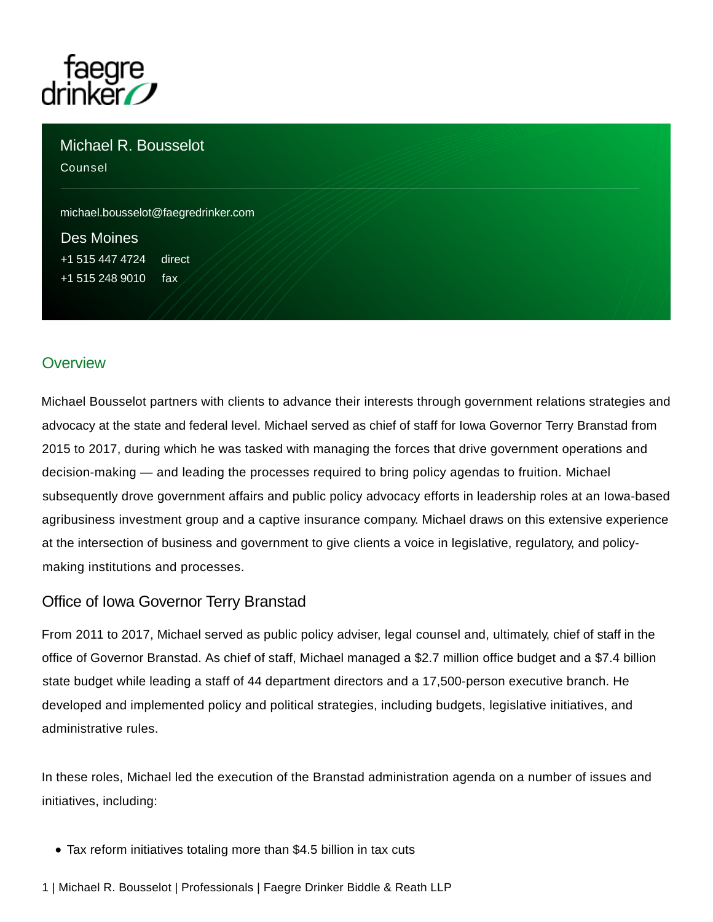# Michael R. Bousselot

Counsel

michael.bousselot@faegredrinker.com

Des Moines

+1 515 447 4724 direct

+1 515 248 9010 fax

## Overview

Michael Bousselot partners with clients to advance their interests through government relations strategies and advocacy at the state and federal level. Michael served as chief of staff for Iowa Governor Terry Branstad from 2015 to 2017, during which he was tasked with managing the forces that drive government operations and decision-making — and leading the processes required to bring policy agendas to fruition. Michael subsequently drove government affairs and public policy advocacy efforts in leadership roles at an Iowa-based agribusiness investment group and a captive insurance company. Michael draws on this extensive experience at the intersection of business and government to give clients a voice in legislative, regulatory, and policy-making institutions and processes.

### Office of Iowa Governor Terry Branstad

From 2011 to 2017, Michael served as public policy adviser, legal counsel and, ultimately, chief of staff in the office of Governor Branstad. As chief of staff, Michael managed a $2.7 million office budget and a $7.4 billion state budget while leading a staff of 44 department directors and a 17,500-person executive branch. He developed and implemented policy and political strategies, including budgets, legislative initiatives, and administrative rules.

In these roles, Michael led the execution of the Branstad administration agenda on a number of issues and initiatives, including:

- Tax reform initiatives totaling more than $4.5 billion in tax cuts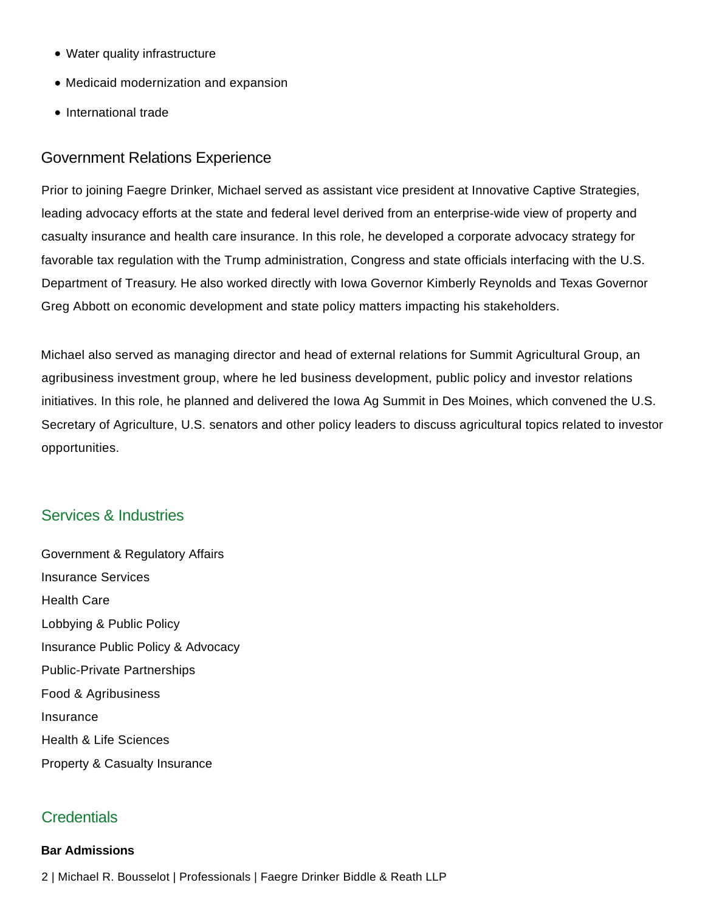- Water quality infrastructure
- Medicaid modernization and expansion
- International trade

### Government Relations Experience

Prior to joining Faegre Drinker, Michael served as assistant vice president at Innovative Captive Strategies, leading advocacy efforts at the state and federal level derived from an enterprise-wide view of property and casualty insurance and health care insurance. In this role, he developed a corporate advocacy strategy for favorable tax regulation with the Trump administration, Congress and state officials interfacing with the U.S. Department of Treasury. He also worked directly with Iowa Governor Kimberly Reynolds and Texas Governor Greg Abbott on economic development and state policy matters impacting his stakeholders.

Michael also served as managing director and head of external relations for Summit Agricultural Group, an agribusiness investment group, where he led business development, public policy and investor relations initiatives. In this role, he planned and delivered the Iowa Ag Summit in Des Moines, which convened the U.S. Secretary of Agriculture, U.S. senators and other policy leaders to discuss agricultural topics related to investor opportunities.

## Services & Industries

Government & Regulatory Affairs

Insurance Services

Health Care

Lobbying & Public Policy

Insurance Public Policy & Advocacy

Public-Private Partnerships

Food & Agribusiness

Insurance

Health & Life Sciences

Property & Casualty Insurance

## Credentials

**Bar Admissions**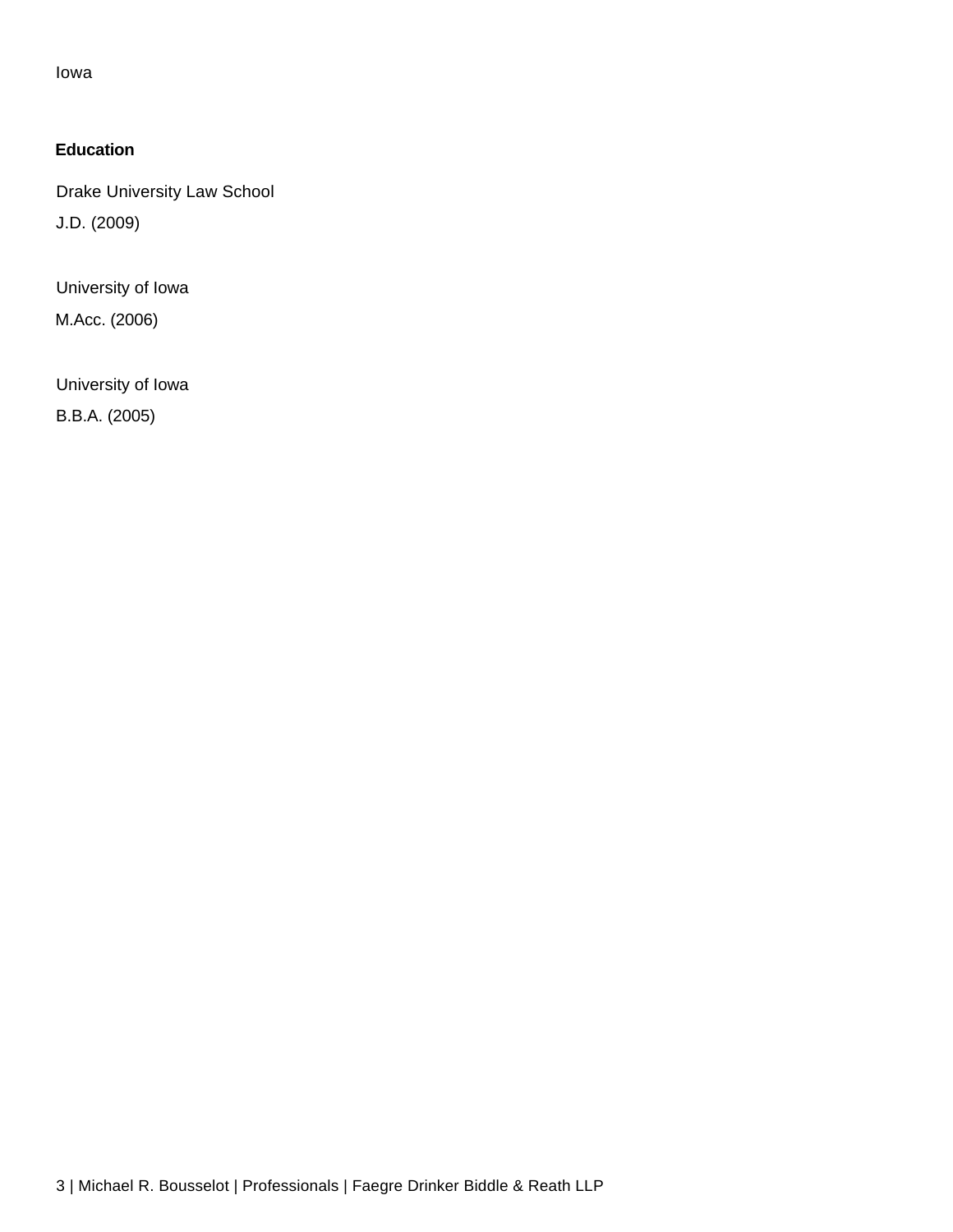Iowa

### Education

Drake University Law School

J.D. (2009)

University of Iowa

M.Acc. (2006)

University of Iowa

B.B.A. (2005)